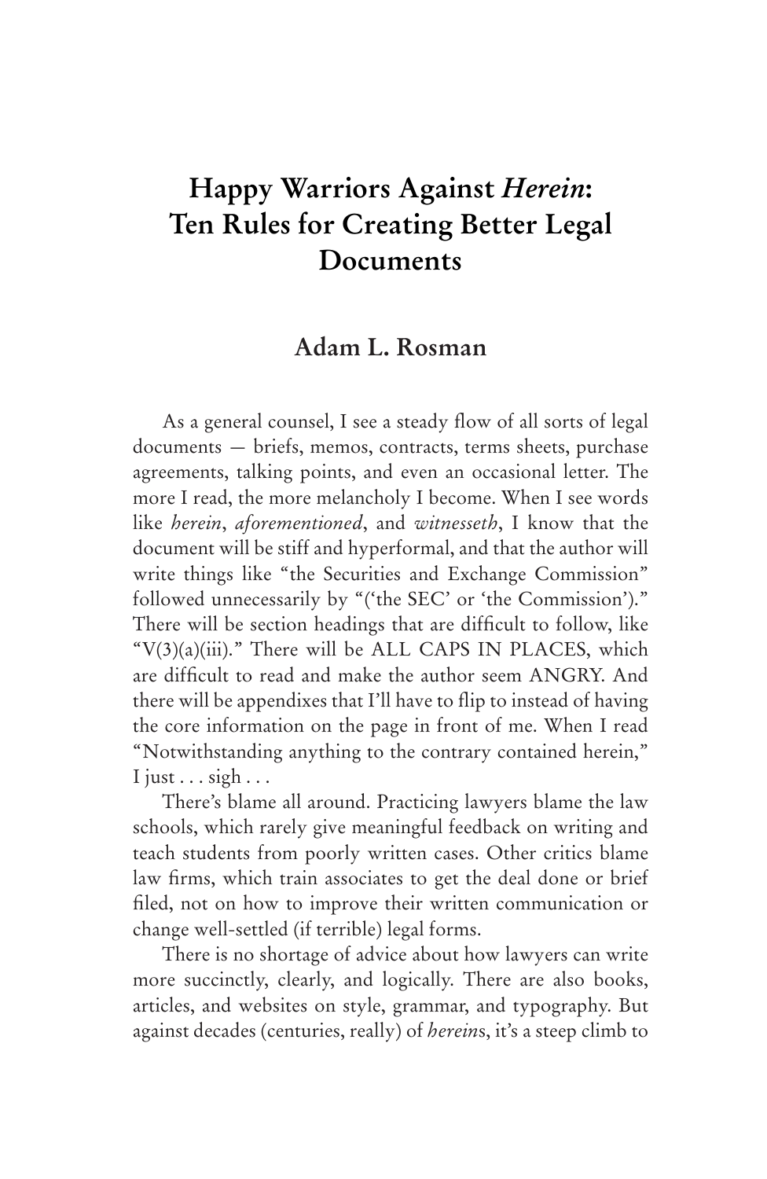# Happy Warriors Against *Herein*: Ten Rules for Creating Better Legal Documents

## Adam L. Rosman

As a general counsel, I see a steady flow of all sorts of legal documents — briefs, memos, contracts, terms sheets, purchase agreements, talking points, and even an occasional letter. The more I read, the more melancholy I become. When I see words like *herein*, *aforementioned*, and *witnesseth*, I know that the document will be stiff and hyperformal, and that the author will write things like "the Securities and Exchange Commission" followed unnecessarily by "('the SEC' or 'the Commission')." There will be section headings that are difficult to follow, like "V(3)(a)(iii)." There will be ALL CAPS IN PLACES, which are difficult to read and make the author seem ANGRY. And there will be appendixes that I'll have to flip to instead of having the core information on the page in front of me. When I read "Notwithstanding anything to the contrary contained herein," I just . . . sigh . . .

There's blame all around. Practicing lawyers blame the law schools, which rarely give meaningful feedback on writing and teach students from poorly written cases. Other critics blame law firms, which train associates to get the deal done or brief filed, not on how to improve their written communication or change well-settled (if terrible) legal forms.

There is no shortage of advice about how lawyers can write more succinctly, clearly, and logically. There are also books, articles, and websites on style, grammar, and typography. But against decades (centuries, really) of *herein*s, it's a steep climb to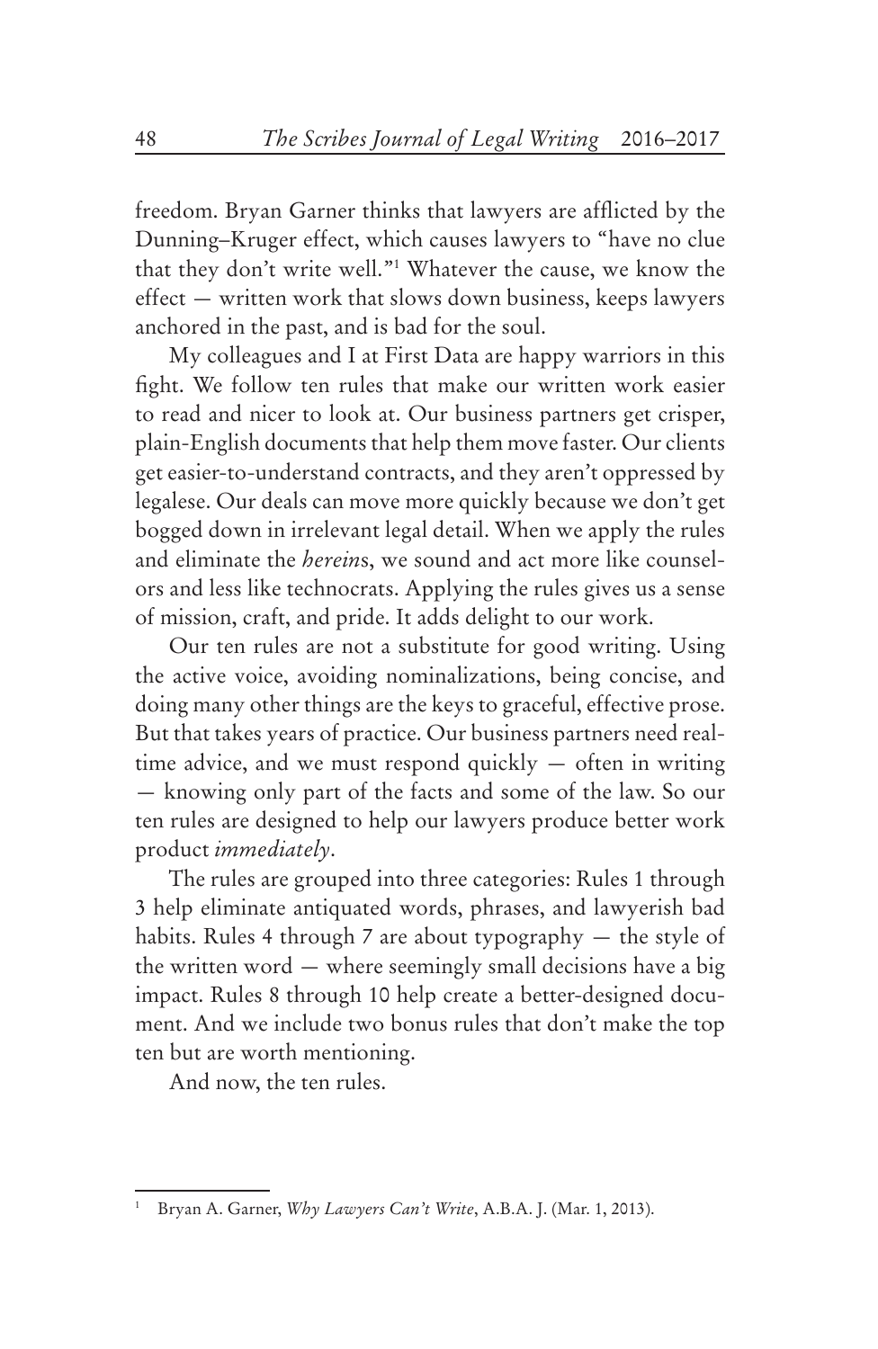freedom. Bryan Garner thinks that lawyers are afflicted by the Dunning–Kruger effect, which causes lawyers to "have no clue that they don't write well."[1] Whatever the cause, we know the effect — written work that slows down business, keeps lawyers anchored in the past, and is bad for the soul.

My colleagues and I at First Data are happy warriors in this fight. We follow ten rules that make our written work easier to read and nicer to look at. Our business partners get crisper, plain-English documents that help them move faster. Our clients get easier-to-understand contracts, and they aren't oppressed by legalese. Our deals can move more quickly because we don't get bogged down in irrelevant legal detail. When we apply the rules and eliminate the *herein*s, we sound and act more like counselors and less like technocrats. Applying the rules gives us a sense of mission, craft, and pride. It adds delight to our work.

Our ten rules are not a substitute for good writing. Using the active voice, avoiding nominalizations, being concise, and doing many other things are the keys to graceful, effective prose. But that takes years of practice. Our business partners need real-time advice, and we must respond quickly — often in writing — knowing only part of the facts and some of the law. So our ten rules are designed to help our lawyers produce better work product *immediately*.

The rules are grouped into three categories: Rules 1 through 3 help eliminate antiquated words, phrases, and lawyerish bad habits. Rules 4 through 7 are about typography — the style of the written word — where seemingly small decisions have a big impact. Rules 8 through 10 help create a better-designed document. And we include two bonus rules that don't make the top ten but are worth mentioning.

And now, the ten rules.

---

[1] Bryan A. Garner, *Why Lawyers Can't Write*, A.B.A. J. (Mar. 1, 2013).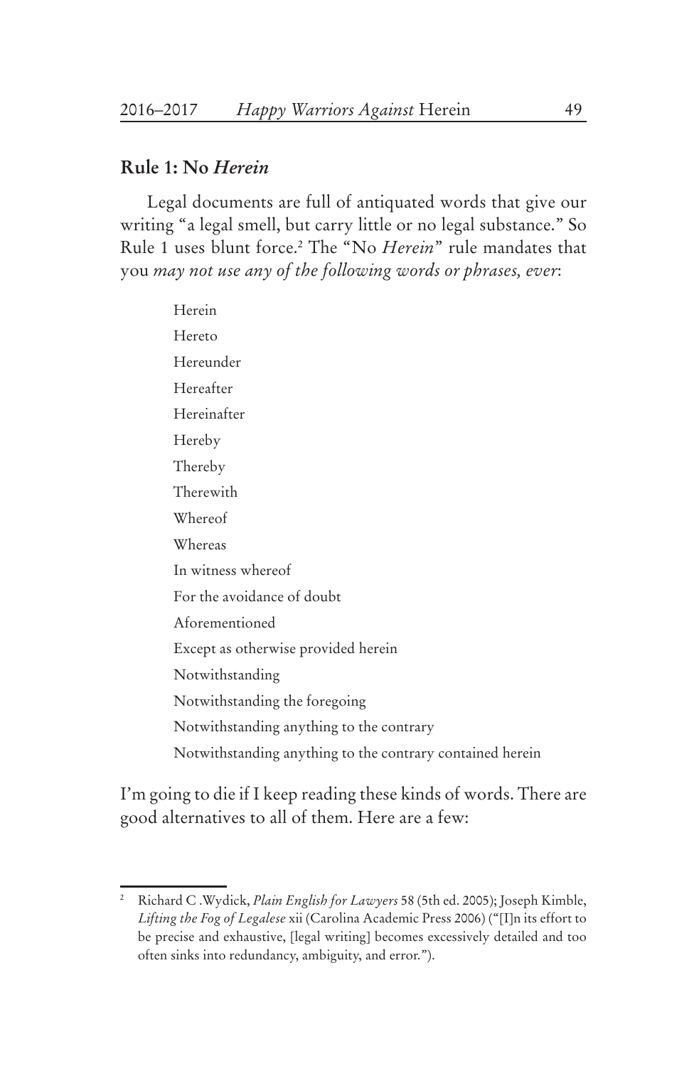### Rule 1: No *Herein*

Legal documents are full of antiquated words that give our writing "a legal smell, but carry little or no legal substance." So Rule 1 uses blunt force.[2] The "No *Herein*" rule mandates that you *may not use any of the following words or phrases, ever*:

Herein
Hereto
Hereunder
Hereafter
Hereinafter
Hereby
Thereby
Therewith
Whereof
Whereas
In witness whereof
For the avoidance of doubt
Aforementioned
Except as otherwise provided herein
Notwithstanding
Notwithstanding the foregoing
Notwithstanding anything to the contrary
Notwithstanding anything to the contrary contained herein

I'm going to die if I keep reading these kinds of words. There are good alternatives to all of them. Here are a few:

---

[2] Richard C .Wydick, *Plain English for Lawyers* 58 (5th ed. 2005); Joseph Kimble, *Lifting the Fog of Legalese* xii (Carolina Academic Press 2006) ("[I]n its effort to be precise and exhaustive, [legal writing] becomes excessively detailed and too often sinks into redundancy, ambiguity, and error.").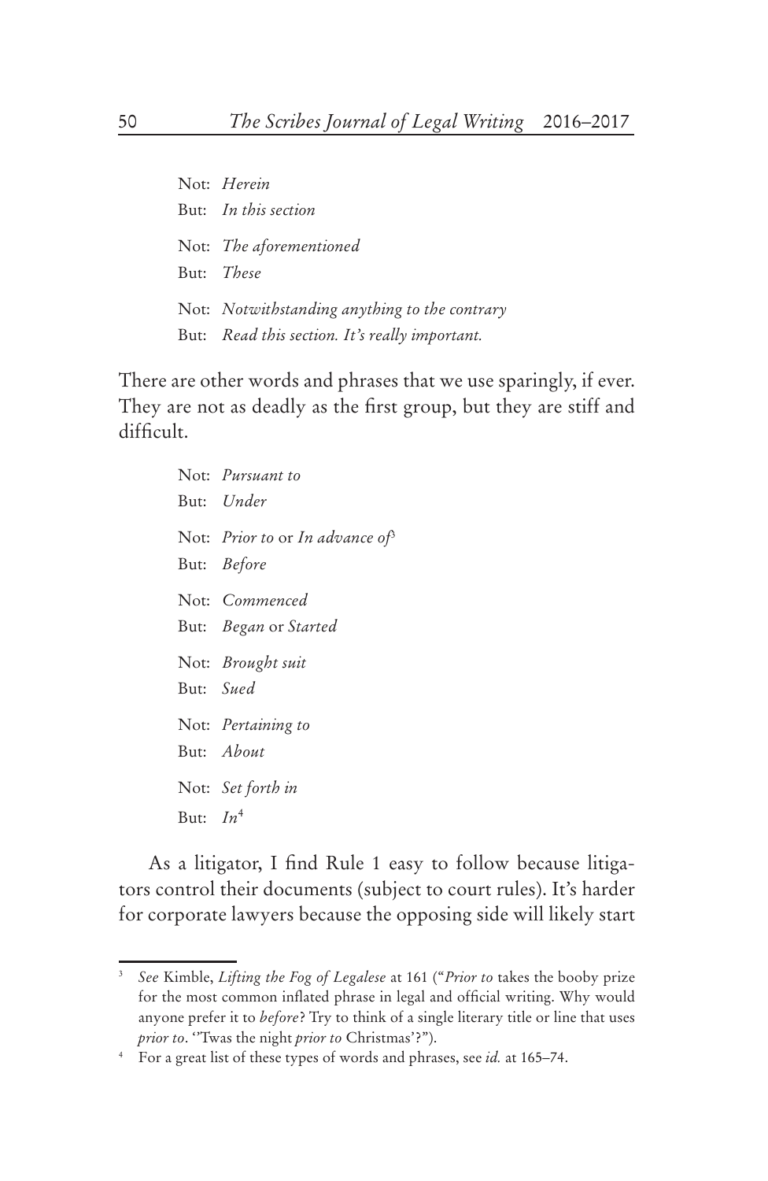Not: *Herein*
But: *In this section*

Not: *The aforementioned*
But: *These*

Not: *Notwithstanding anything to the contrary*
But: *Read this section. It's really important.*

There are other words and phrases that we use sparingly, if ever. They are not as deadly as the first group, but they are stiff and difficult.

Not: *Pursuant to*
But: *Under*

Not: *Prior to* or *In advance of*[3]
But: *Before*

Not: *Commenced*
But: *Began* or *Started*

Not: *Brought suit*
But: *Sued*

Not: *Pertaining to*
But: *About*

Not: *Set forth in*
But: *In*[4]

As a litigator, I find Rule 1 easy to follow because litigators control their documents (subject to court rules). It's harder for corporate lawyers because the opposing side will likely start

---

[3] *See* Kimble, *Lifting the Fog of Legalese* at 161 ("*Prior to* takes the booby prize for the most common inflated phrase in legal and official writing. Why would anyone prefer it to *before*? Try to think of a single literary title or line that uses *prior to*. ''Twas the night *prior to* Christmas'?").

[4] For a great list of these types of words and phrases, see *id.* at 165–74.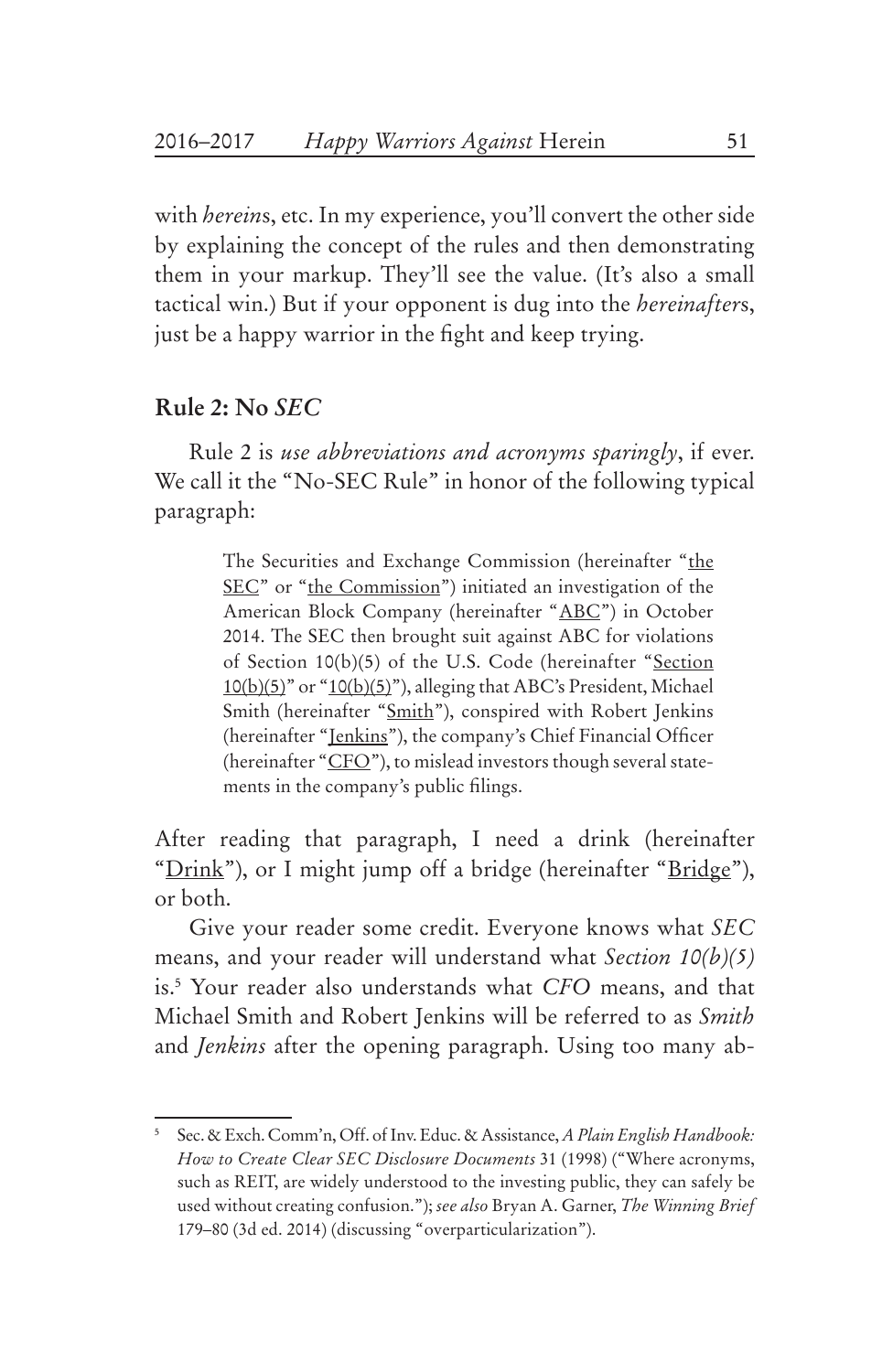with *herein*s, etc. In my experience, you'll convert the other side by explaining the concept of the rules and then demonstrating them in your markup. They'll see the value. (It's also a small tactical win.) But if your opponent is dug into the *hereinafter*s, just be a happy warrior in the fight and keep trying.

### Rule 2: No *SEC*

Rule 2 is *use abbreviations and acronyms sparingly*, if ever. We call it the "No-SEC Rule" in honor of the following typical paragraph:

> The Securities and Exchange Commission (hereinafter "<u>the SEC</u>" or "<u>the Commission</u>") initiated an investigation of the American Block Company (hereinafter "<u>ABC</u>") in October 2014. The SEC then brought suit against ABC for violations of Section 10(b)(5) of the U.S. Code (hereinafter "<u>Section 10(b)(5)</u>" or "<u>10(b)(5)</u>"), alleging that ABC's President, Michael Smith (hereinafter "<u>Smith</u>"), conspired with Robert Jenkins (hereinafter "<u>Jenkins</u>"), the company's Chief Financial Officer (hereinafter "<u>CFO</u>"), to mislead investors though several statements in the company's public filings.

After reading that paragraph, I need a drink (hereinafter "<u>Drink</u>"), or I might jump off a bridge (hereinafter "<u>Bridge</u>"), or both.

Give your reader some credit. Everyone knows what *SEC* means, and your reader will understand what *Section 10(b)(5)* is.[5] Your reader also understands what *CFO* means, and that Michael Smith and Robert Jenkins will be referred to as *Smith* and *Jenkins* after the opening paragraph. Using too many ab-

---

[5] Sec. & Exch. Comm'n, Off. of Inv. Educ. & Assistance, *A Plain English Handbook: How to Create Clear SEC Disclosure Documents* 31 (1998) ("Where acronyms, such as REIT, are widely understood to the investing public, they can safely be used without creating confusion."); *see also* Bryan A. Garner, *The Winning Brief* 179–80 (3d ed. 2014) (discussing "overparticularization").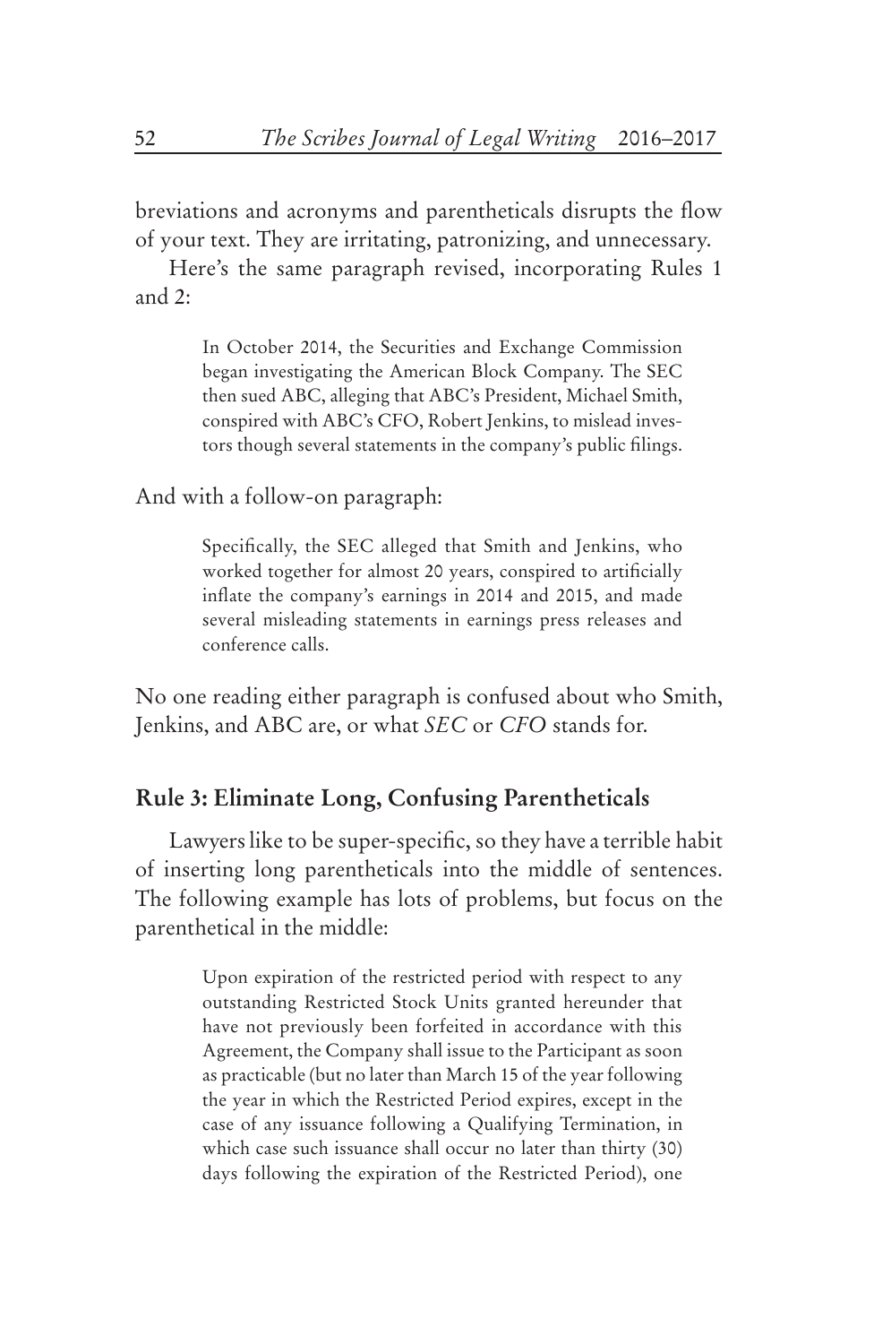breviations and acronyms and parentheticals disrupts the flow of your text. They are irritating, patronizing, and unnecessary.

Here's the same paragraph revised, incorporating Rules 1 and 2:

> In October 2014, the Securities and Exchange Commission began investigating the American Block Company. The SEC then sued ABC, alleging that ABC's President, Michael Smith, conspired with ABC's CFO, Robert Jenkins, to mislead investors though several statements in the company's public filings.

And with a follow-on paragraph:

> Specifically, the SEC alleged that Smith and Jenkins, who worked together for almost 20 years, conspired to artificially inflate the company's earnings in 2014 and 2015, and made several misleading statements in earnings press releases and conference calls.

No one reading either paragraph is confused about who Smith, Jenkins, and ABC are, or what *SEC* or *CFO* stands for.

## Rule 3: Eliminate Long, Confusing Parentheticals

Lawyers like to be super-specific, so they have a terrible habit of inserting long parentheticals into the middle of sentences. The following example has lots of problems, but focus on the parenthetical in the middle:

> Upon expiration of the restricted period with respect to any outstanding Restricted Stock Units granted hereunder that have not previously been forfeited in accordance with this Agreement, the Company shall issue to the Participant as soon as practicable (but no later than March 15 of the year following the year in which the Restricted Period expires, except in the case of any issuance following a Qualifying Termination, in which case such issuance shall occur no later than thirty (30) days following the expiration of the Restricted Period), one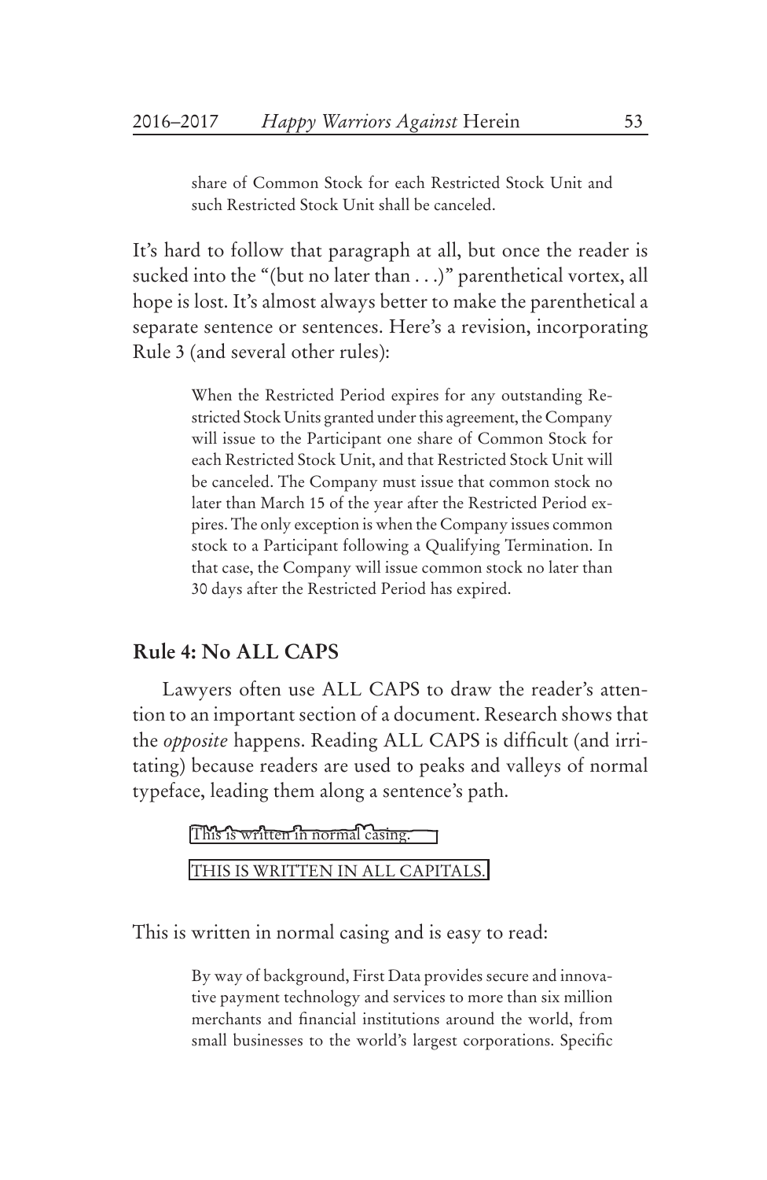> share of Common Stock for each Restricted Stock Unit and such Restricted Stock Unit shall be canceled.

It's hard to follow that paragraph at all, but once the reader is sucked into the "(but no later than . . .)" parenthetical vortex, all hope is lost. It's almost always better to make the parenthetical a separate sentence or sentences. Here's a revision, incorporating Rule 3 (and several other rules):

> When the Restricted Period expires for any outstanding Restricted Stock Units granted under this agreement, the Company will issue to the Participant one share of Common Stock for each Restricted Stock Unit, and that Restricted Stock Unit will be canceled. The Company must issue that common stock no later than March 15 of the year after the Restricted Period expires. The only exception is when the Company issues common stock to a Participant following a Qualifying Termination. In that case, the Company will issue common stock no later than 30 days after the Restricted Period has expired.

## Rule 4: No ALL CAPS

Lawyers often use ALL CAPS to draw the reader's attention to an important section of a document. Research shows that the *opposite* happens. Reading ALL CAPS is difficult (and irritating) because readers are used to peaks and valleys of normal typeface, leading them along a sentence's path.

> This is written in normal casing.
>
> THIS IS WRITTEN IN ALL CAPITALS.

This is written in normal casing and is easy to read:

> By way of background, First Data provides secure and innovative payment technology and services to more than six million merchants and financial institutions around the world, from small businesses to the world's largest corporations. Specific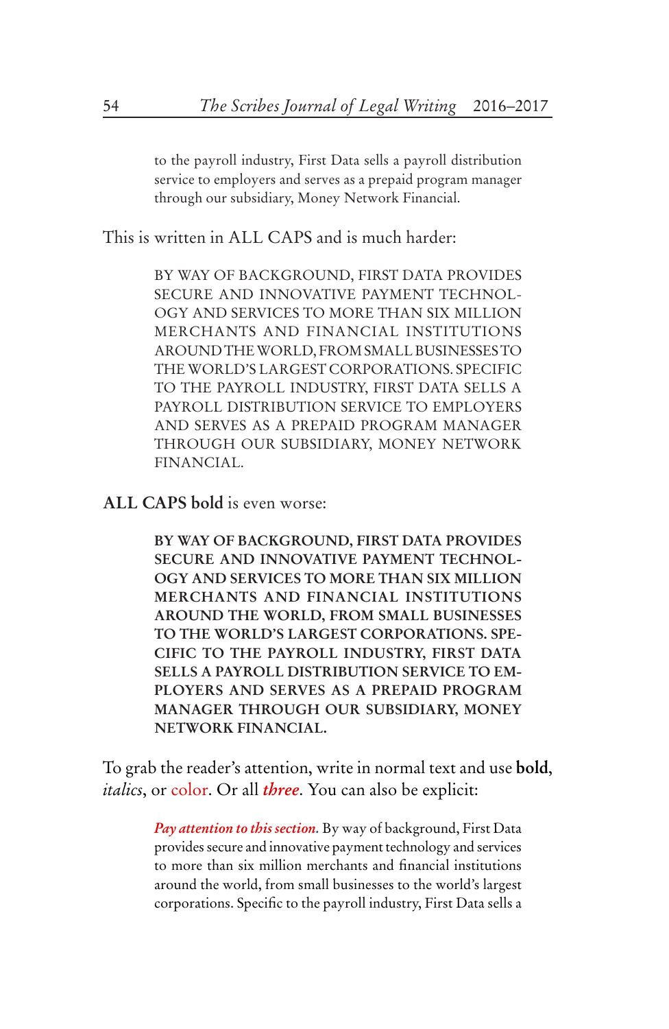> to the payroll industry, First Data sells a payroll distribution service to employers and serves as a prepaid program manager through our subsidiary, Money Network Financial.

This is written in ALL CAPS and is much harder:

> BY WAY OF BACKGROUND, FIRST DATA PROVIDES SECURE AND INNOVATIVE PAYMENT TECHNOLOGY AND SERVICES TO MORE THAN SIX MILLION MERCHANTS AND FINANCIAL INSTITUTIONS AROUND THE WORLD, FROM SMALL BUSINESSES TO THE WORLD'S LARGEST CORPORATIONS. SPECIFIC TO THE PAYROLL INDUSTRY, FIRST DATA SELLS A PAYROLL DISTRIBUTION SERVICE TO EMPLOYERS AND SERVES AS A PREPAID PROGRAM MANAGER THROUGH OUR SUBSIDIARY, MONEY NETWORK FINANCIAL.

**ALL CAPS bold** is even worse:

> **BY WAY OF BACKGROUND, FIRST DATA PROVIDES SECURE AND INNOVATIVE PAYMENT TECHNOLOGY AND SERVICES TO MORE THAN SIX MILLION MERCHANTS AND FINANCIAL INSTITUTIONS AROUND THE WORLD, FROM SMALL BUSINESSES TO THE WORLD'S LARGEST CORPORATIONS. SPECIFIC TO THE PAYROLL INDUSTRY, FIRST DATA SELLS A PAYROLL DISTRIBUTION SERVICE TO EMPLOYERS AND SERVES AS A PREPAID PROGRAM MANAGER THROUGH OUR SUBSIDIARY, MONEY NETWORK FINANCIAL.**

To grab the reader's attention, write in normal text and use **bold**, *italics*, or color. Or all ***three***. You can also be explicit:

> ***Pay attention to this section.*** By way of background, First Data provides secure and innovative payment technology and services to more than six million merchants and financial institutions around the world, from small businesses to the world's largest corporations. Specific to the payroll industry, First Data sells a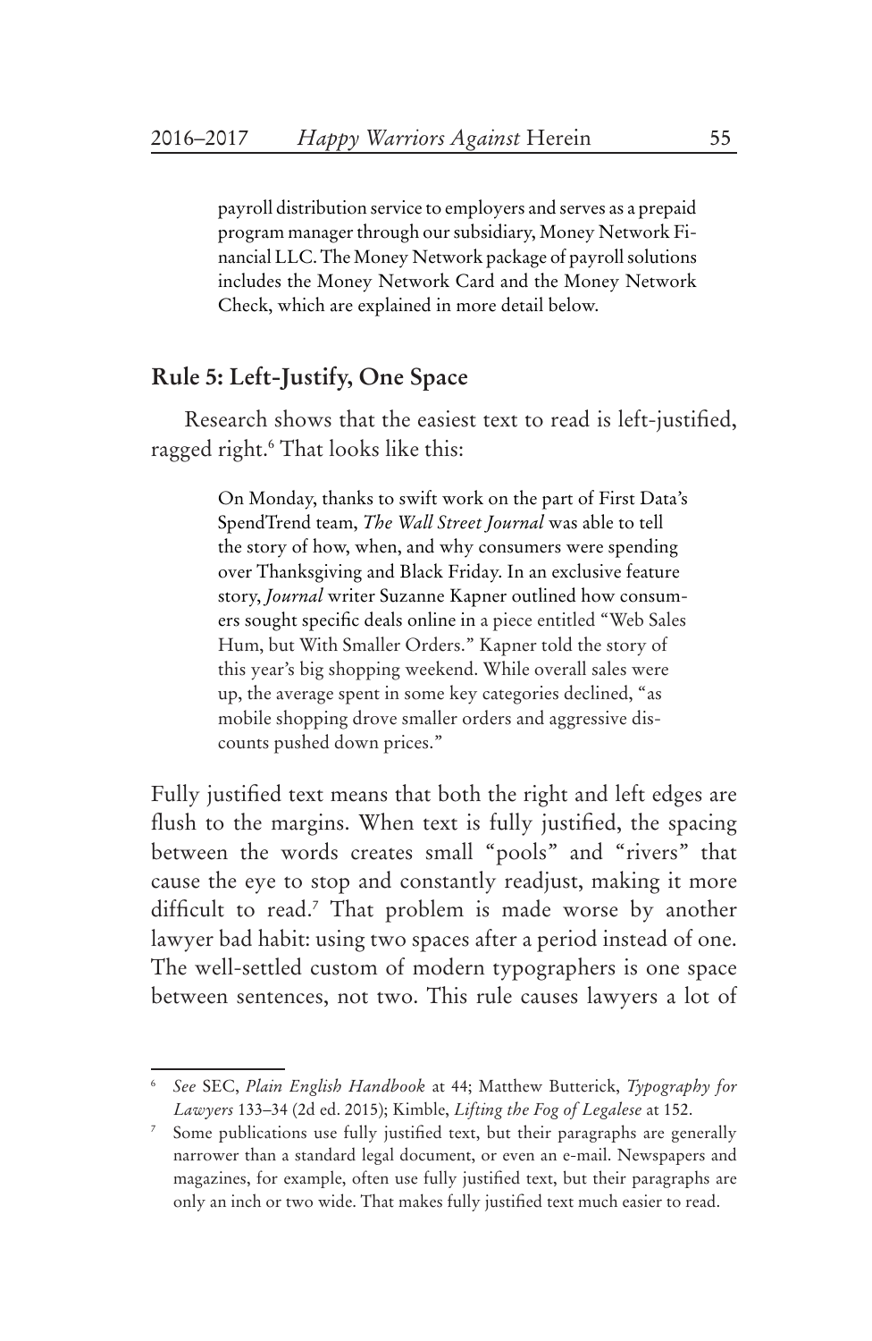> payroll distribution service to employers and serves as a prepaid program manager through our subsidiary, Money Network Financial LLC. The Money Network package of payroll solutions includes the Money Network Card and the Money Network Check, which are explained in more detail below.

### Rule 5: Left-Justify, One Space

Research shows that the easiest text to read is left-justified, ragged right.[6] That looks like this:

> On Monday, thanks to swift work on the part of First Data's SpendTrend team, *The Wall Street Journal* was able to tell the story of how, when, and why consumers were spending over Thanksgiving and Black Friday. In an exclusive feature story, *Journal* writer Suzanne Kapner outlined how consumers sought specific deals online in a piece entitled "Web Sales Hum, but With Smaller Orders." Kapner told the story of this year's big shopping weekend. While overall sales were up, the average spent in some key categories declined, "as mobile shopping drove smaller orders and aggressive discounts pushed down prices."

Fully justified text means that both the right and left edges are flush to the margins. When text is fully justified, the spacing between the words creates small "pools" and "rivers" that cause the eye to stop and constantly readjust, making it more difficult to read.[7] That problem is made worse by another lawyer bad habit: using two spaces after a period instead of one. The well-settled custom of modern typographers is one space between sentences, not two. This rule causes lawyers a lot of

---

[6] *See* SEC, *Plain English Handbook* at 44; Matthew Butterick, *Typography for Lawyers* 133–34 (2d ed. 2015); Kimble, *Lifting the Fog of Legalese* at 152.

[7] Some publications use fully justified text, but their paragraphs are generally narrower than a standard legal document, or even an e-mail. Newspapers and magazines, for example, often use fully justified text, but their paragraphs are only an inch or two wide. That makes fully justified text much easier to read.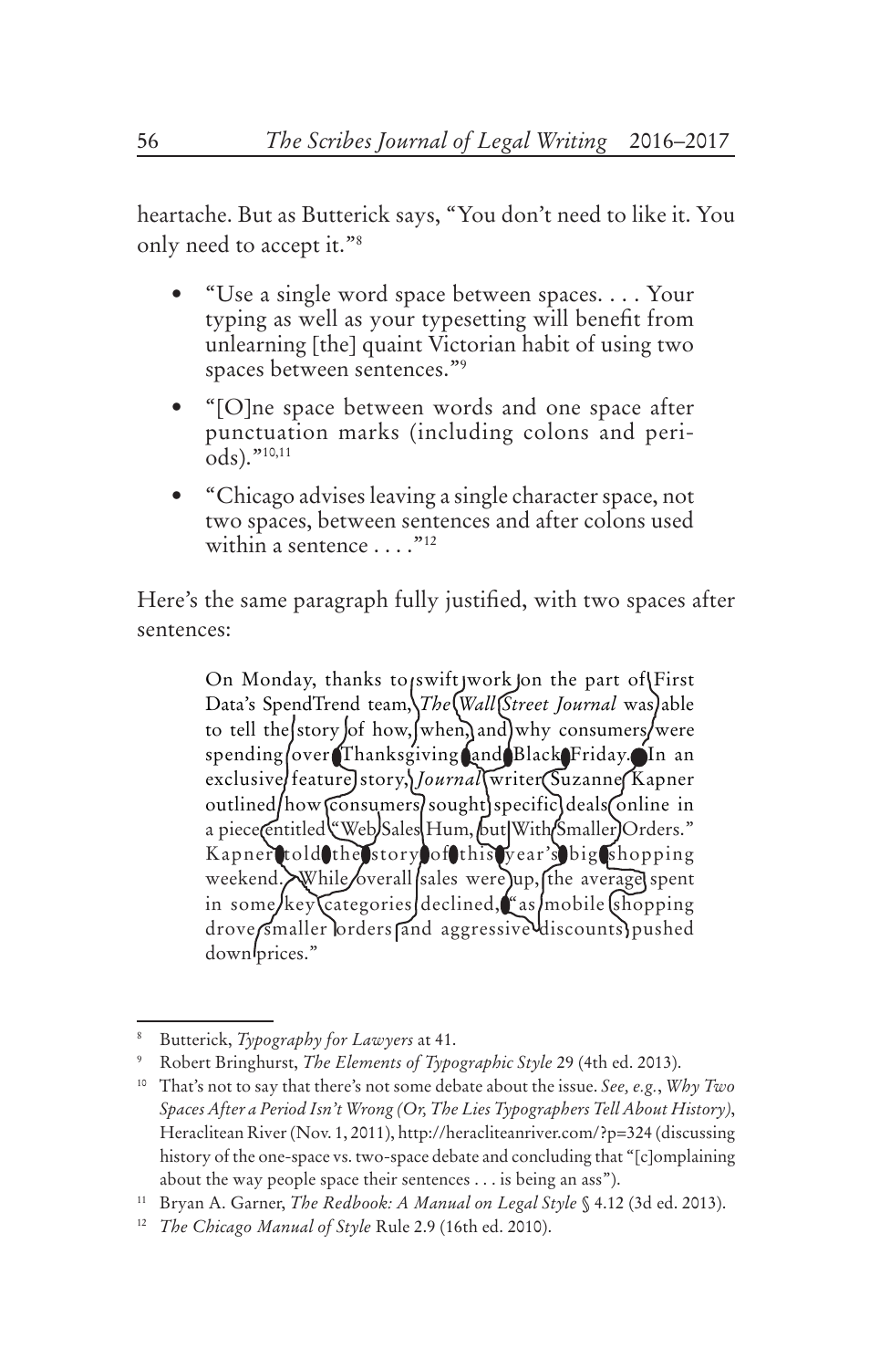heartache. But as Butterick says, "You don't need to like it. You only need to accept it."[8]

- "Use a single word space between spaces. . . . Your typing as well as your typesetting will benefit from unlearning [the] quaint Victorian habit of using two spaces between sentences."[9]
- "[O]ne space between words and one space after punctuation marks (including colons and periods)."[10,11]
- "Chicago advises leaving a single character space, not two spaces, between sentences and after colons used within a sentence . . . ."[12]

Here's the same paragraph fully justified, with two spaces after sentences:

> On Monday, thanks to swift work on the part of First Data's SpendTrend team, *The Wall Street Journal* was able to tell the story of how, when, and why consumers were spending over Thanksgiving and Black Friday.  In an exclusive feature story, *Journal* writer Suzanne Kapner outlined how consumers sought specific deals online in a piece entitled "Web Sales Hum, but With Smaller Orders."  Kapner told the story of this year's big shopping weekend.  While overall sales were up, the average spent in some key categories declined, "as mobile shopping drove smaller orders and aggressive discounts pushed down prices."

---

[8] Butterick, *Typography for Lawyers* at 41.

[9] Robert Bringhurst, *The Elements of Typographic Style* 29 (4th ed. 2013).

[10] That's not to say that there's not some debate about the issue. *See, e.g.*, *Why Two Spaces After a Period Isn't Wrong (Or, The Lies Typographers Tell About History)*, Heraclitean River (Nov. 1, 2011), http://heracliteanriver.com/?p=324 (discussing history of the one-space vs. two-space debate and concluding that "[c]omplaining about the way people space their sentences . . . is being an ass").

[11] Bryan A. Garner, *The Redbook: A Manual on Legal Style* § 4.12 (3d ed. 2013).

[12] *The Chicago Manual of Style* Rule 2.9 (16th ed. 2010).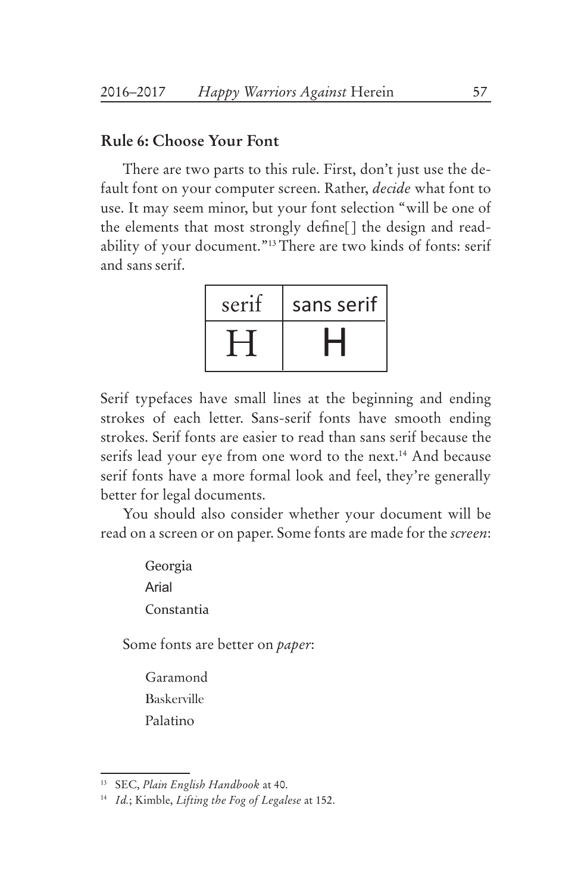### Rule 6: Choose Your Font

There are two parts to this rule. First, don't just use the default font on your computer screen. Rather, *decide* what font to use. It may seem minor, but your font selection "will be one of the elements that most strongly define[] the design and readability of your document."[13] There are two kinds of fonts: serif and sans serif.

| serif | sans serif |
| --- | --- |
| H | H |

Serif typefaces have small lines at the beginning and ending strokes of each letter. Sans-serif fonts have smooth ending strokes. Serif fonts are easier to read than sans serif because the serifs lead your eye from one word to the next.[14] And because serif fonts have a more formal look and feel, they're generally better for legal documents.

You should also consider whether your document will be read on a screen or on paper. Some fonts are made for the *screen*:

Georgia
Arial
Constantia

Some fonts are better on *paper*:

Garamond
Baskerville
Palatino

---

[13] SEC, *Plain English Handbook* at 40.

[14] *Id.*; Kimble, *Lifting the Fog of Legalese* at 152.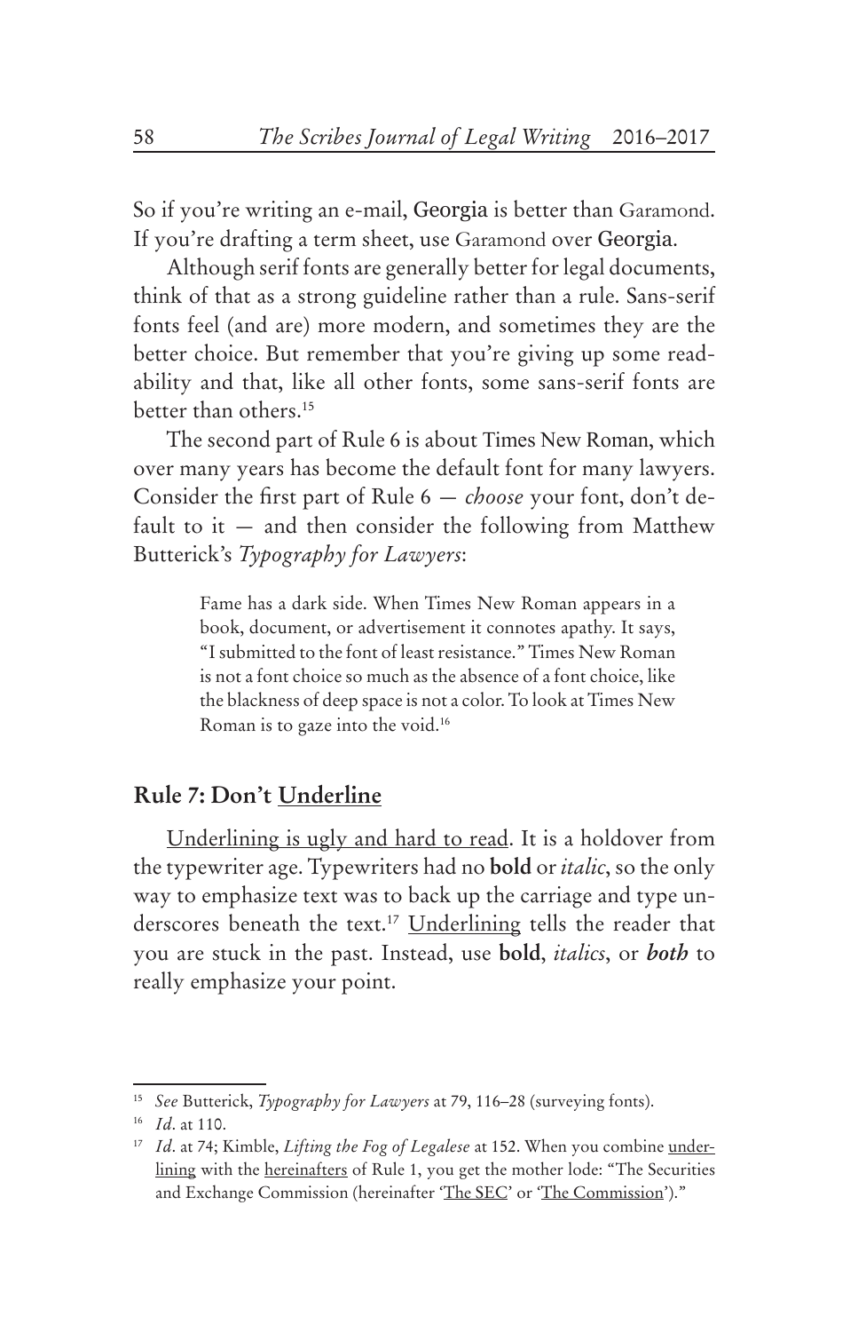So if you're writing an e-mail, Georgia is better than Garamond. If you're drafting a term sheet, use Garamond over Georgia.

Although serif fonts are generally better for legal documents, think of that as a strong guideline rather than a rule. Sans-serif fonts feel (and are) more modern, and sometimes they are the better choice. But remember that you're giving up some readability and that, like all other fonts, some sans-serif fonts are better than others.[15]

The second part of Rule 6 is about Times New Roman, which over many years has become the default font for many lawyers. Consider the first part of Rule 6 — *choose* your font, don't default to it — and then consider the following from Matthew Butterick's *Typography for Lawyers*:

> Fame has a dark side. When Times New Roman appears in a book, document, or advertisement it connotes apathy. It says, "I submitted to the font of least resistance." Times New Roman is not a font choice so much as the absence of a font choice, like the blackness of deep space is not a color. To look at Times New Roman is to gaze into the void.[16]

## Rule 7: Don't <u>Underline</u>

<u>Underlining is ugly and hard to read</u>. It is a holdover from the typewriter age. Typewriters had no **bold** or *italic*, so the only way to emphasize text was to back up the carriage and type underscores beneath the text.[17] <u>Underlining</u> tells the reader that you are stuck in the past. Instead, use **bold**, *italics*, or ***both*** to really emphasize your point.

---

[15] *See* Butterick, *Typography for Lawyers* at 79, 116–28 (surveying fonts).

[16] *Id*. at 110.

[17] *Id*. at 74; Kimble, *Lifting the Fog of Legalese* at 152. When you combine <u>underlining</u> with the <u>hereinafters</u> of Rule 1, you get the mother lode: "The Securities and Exchange Commission (hereinafter '<u>The SEC</u>' or '<u>The Commission</u>')."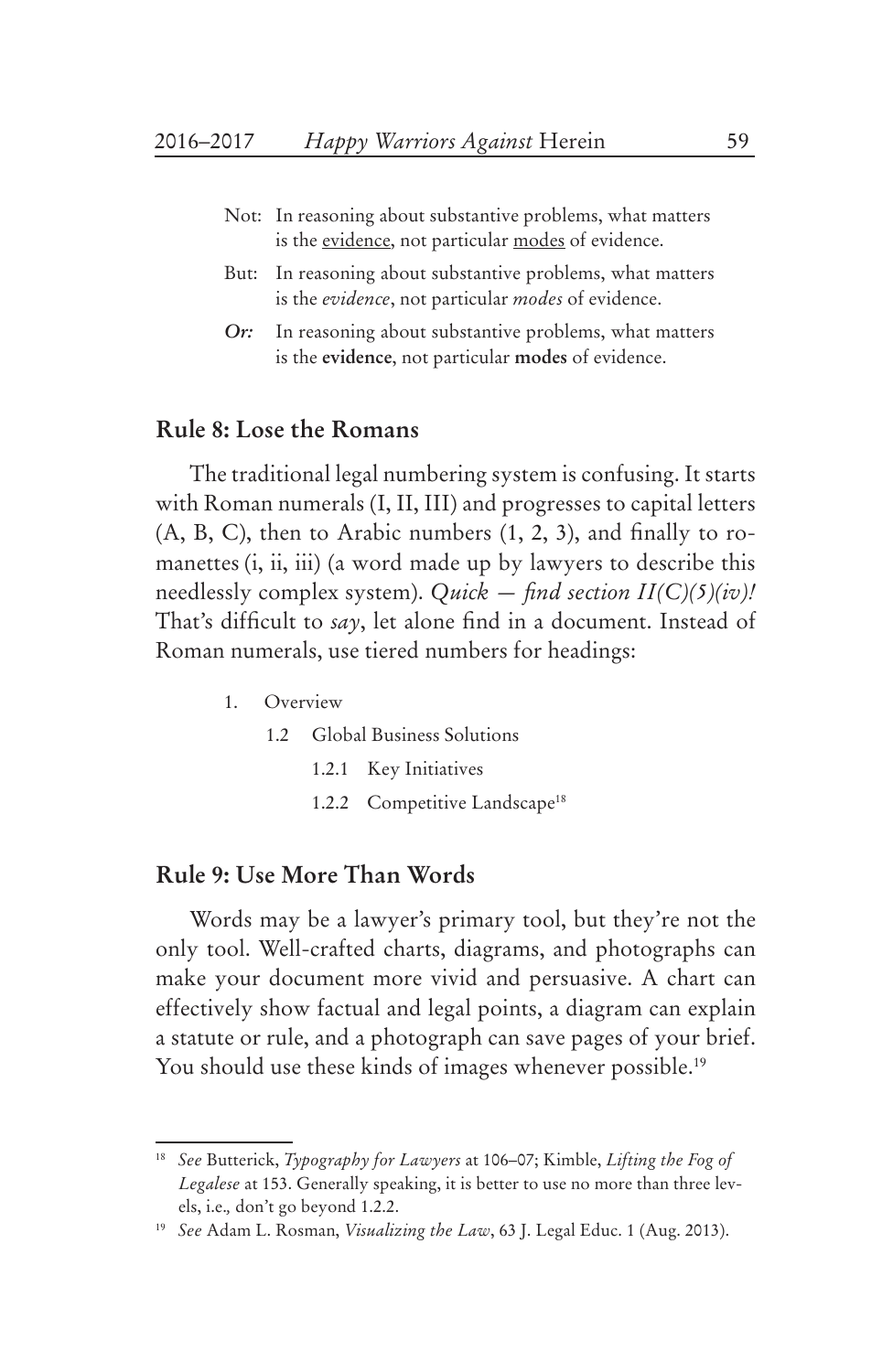Not: In reasoning about substantive problems, what matters is the <u>evidence</u>, not particular <u>modes</u> of evidence.

But: In reasoning about substantive problems, what matters is the *evidence*, not particular *modes* of evidence.

***Or:*** In reasoning about substantive problems, what matters is the **evidence**, not particular **modes** of evidence.

## Rule 8: Lose the Romans

The traditional legal numbering system is confusing. It starts with Roman numerals (I, II, III) and progresses to capital letters (A, B, C), then to Arabic numbers (1, 2, 3), and finally to romanettes (i, ii, iii) (a word made up by lawyers to describe this needlessly complex system). *Quick — find section II(C)(5)(iv)!* That's difficult to *say*, let alone find in a document. Instead of Roman numerals, use tiered numbers for headings:

1. Overview
    - 1.2 Global Business Solutions
        - 1.2.1 Key Initiatives
        - 1.2.2 Competitive Landscape[18]

## Rule 9: Use More Than Words

Words may be a lawyer's primary tool, but they're not the only tool. Well-crafted charts, diagrams, and photographs can make your document more vivid and persuasive. A chart can effectively show factual and legal points, a diagram can explain a statute or rule, and a photograph can save pages of your brief. You should use these kinds of images whenever possible.[19]

---

[18] *See* Butterick, *Typography for Lawyers* at 106–07; Kimble, *Lifting the Fog of Legalese* at 153. Generally speaking, it is better to use no more than three levels, i.e., don't go beyond 1.2.2.

[19] *See* Adam L. Rosman, *Visualizing the Law*, 63 J. Legal Educ. 1 (Aug. 2013).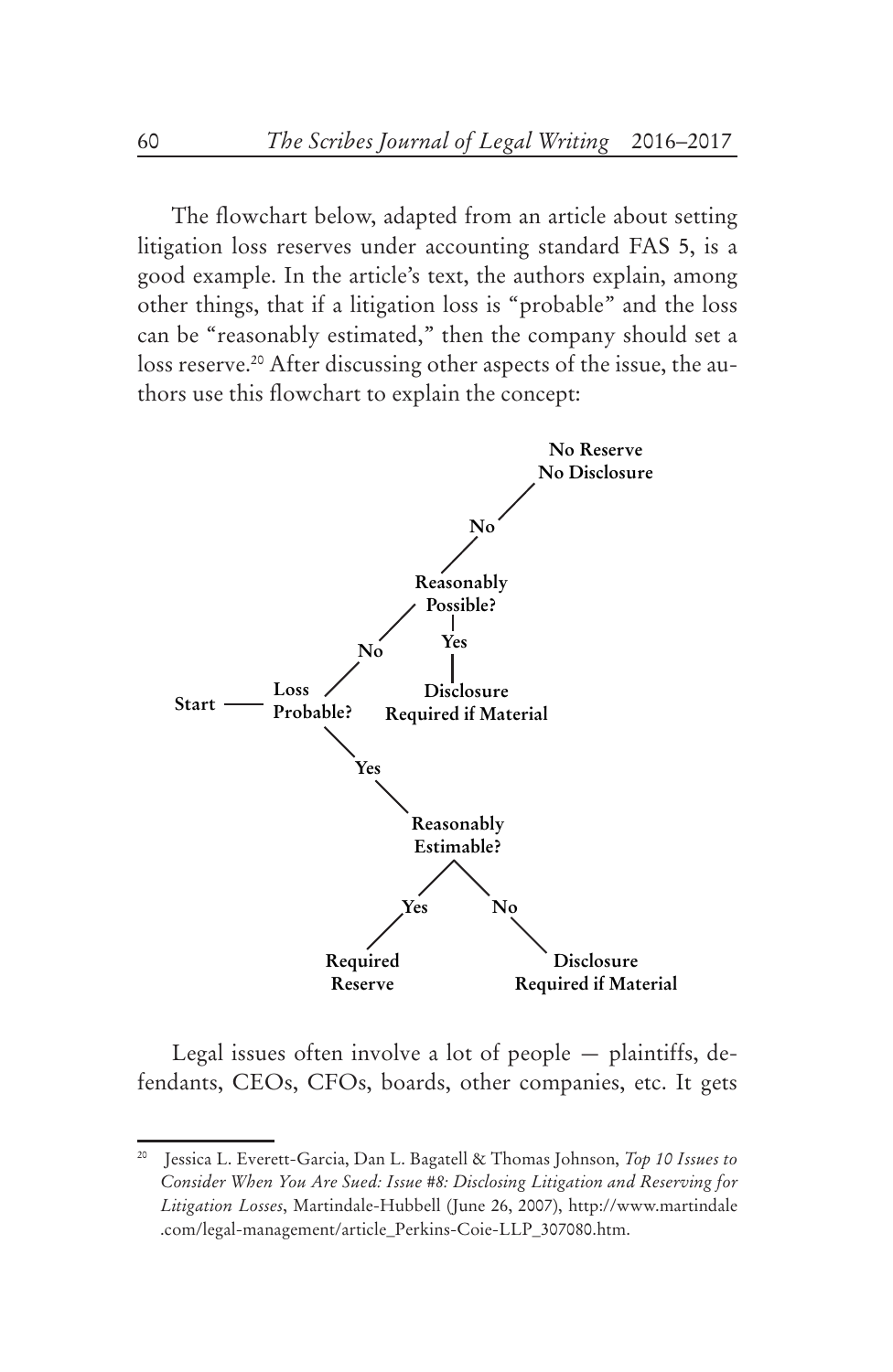The flowchart below, adapted from an article about setting litigation loss reserves under accounting standard FAS 5, is a good example. In the article's text, the authors explain, among other things, that if a litigation loss is "probable" and the loss can be "reasonably estimated," then the company should set a loss reserve.[20] After discussing other aspects of the issue, the authors use this flowchart to explain the concept:

- **Start** → **Loss Probable?**
  - **No** → **Reasonably Possible?**
    - **No** → **No Reserve No Disclosure**
    - **Yes** → **Disclosure Required if Material**
  - **Yes** → **Reasonably Estimable?**
    - **Yes** → **Required Reserve**
    - **No** → **Disclosure Required if Material**

Legal issues often involve a lot of people — plaintiffs, defendants, CEOs, CFOs, boards, other companies, etc. It gets

---

[20] Jessica L. Everett-Garcia, Dan L. Bagatell & Thomas Johnson, *Top 10 Issues to Consider When You Are Sued: Issue #8: Disclosing Litigation and Reserving for Litigation Losses*, Martindale-Hubbell (June 26, 2007), http://www.martindale.com/legal-management/article_Perkins-Coie-LLP_307080.htm.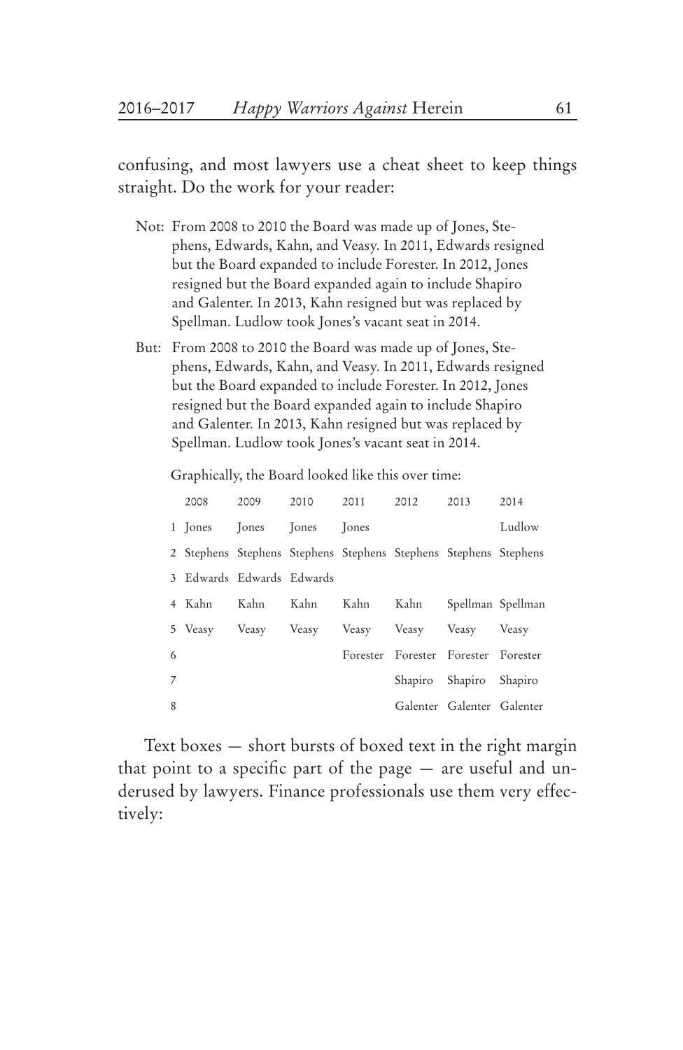confusing, and most lawyers use a cheat sheet to keep things straight. Do the work for your reader:

Not: From 2008 to 2010 the Board was made up of Jones, Stephens, Edwards, Kahn, and Veasy. In 2011, Edwards resigned but the Board expanded to include Forester. In 2012, Jones resigned but the Board expanded again to include Shapiro and Galenter. In 2013, Kahn resigned but was replaced by Spellman. Ludlow took Jones's vacant seat in 2014.

But: From 2008 to 2010 the Board was made up of Jones, Stephens, Edwards, Kahn, and Veasy. In 2011, Edwards resigned but the Board expanded to include Forester. In 2012, Jones resigned but the Board expanded again to include Shapiro and Galenter. In 2013, Kahn resigned but was replaced by Spellman. Ludlow took Jones's vacant seat in 2014.

Graphically, the Board looked like this over time:

| | 2008 | 2009 | 2010 | 2011 | 2012 | 2013 | 2014 |
|---|---|---|---|---|---|---|---|
| 1 | Jones | Jones | Jones | Jones | | | Ludlow |
| 2 | Stephens | Stephens | Stephens | Stephens | Stephens | Stephens | Stephens |
| 3 | Edwards | Edwards | Edwards | | | | |
| 4 | Kahn | Kahn | Kahn | Kahn | Kahn | Spellman | Spellman |
| 5 | Veasy | Veasy | Veasy | Veasy | Veasy | Veasy | Veasy |
| 6 | | | | Forester | Forester | Forester | Forester |
| 7 | | | | | Shapiro | Shapiro | Shapiro |
| 8 | | | | | Galenter | Galenter | Galenter |

Text boxes — short bursts of boxed text in the right margin that point to a specific part of the page — are useful and underused by lawyers. Finance professionals use them very effectively: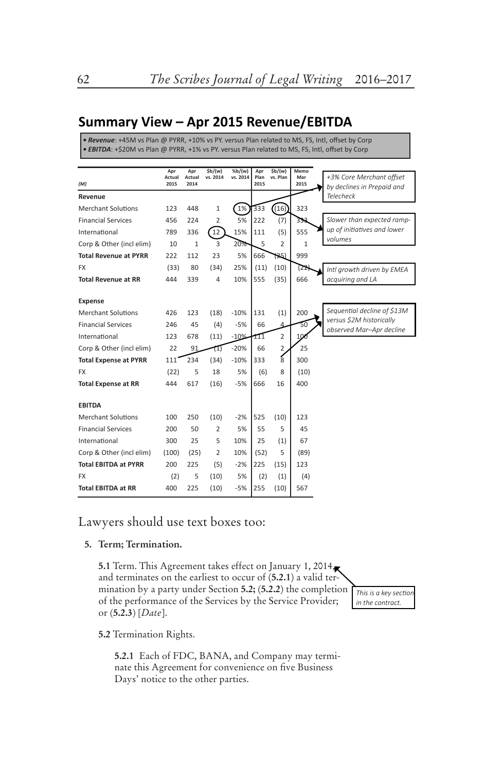## Summary View – Apr 2015 Revenue/EBITDA

- ***Revenue***: +45M vs Plan @ PYRR, +10% vs PY. versus Plan related to MS, FS, Intl, offset by Corp
- ***EBITDA***: +$20M vs Plan @ PYRR, +1% vs PY. versus Plan related to MS, FS, Intl, offset by Corp

| *(M)* | Apr Actual 2015 | Apr Actual 2014 | $b/(w) vs. 2014 | %b/(w) vs. 2014 | Apr Plan 2015 | $b/(w) vs. Plan | Memo Mar 2015 |
|---|---|---|---|---|---|---|---|
| **Revenue** | | | | | | | |
| Merchant Solutions | 123 | 448 | 1 | 1% | 333 | (16) | 323 |
| Financial Services | 456 | 224 | 2 | 5% | 222 | (7) | 333 |
| International | 789 | 336 | 12 | 15% | 111 | (5) | 555 |
| Corp & Other (incl elim) | 10 | 1 | 3 | 20% | 5 | 2 | 1 |
| **Total Revenue at PYRR** | 222 | 112 | 23 | 5% | 666 | (25) | 999 |
| FX | (33) | 80 | (34) | 25% | (11) | (10) | (22) |
| **Total Revenue at RR** | 444 | 339 | 4 | 10% | 555 | (35) | 666 |
| **Expense** | | | | | | | |
| Merchant Solutions | 426 | 123 | (18) | -10% | 131 | (1) | 200 |
| Financial Services | 246 | 45 | (4) | -5% | 66 | 4 | 50 |
| International | 123 | 678 | (11) | -10% | 111 | 2 | 100 |
| Corp & Other (incl elim) | 22 | 91 | (1) | -20% | 66 | 2 | 25 |
| **Total Expense at PYRR** | 111 | 234 | (34) | -10% | 333 | 8 | 300 |
| FX | (22) | 5 | 18 | 5% | (6) | 8 | (10) |
| **Total Expense at RR** | 444 | 617 | (16) | -5% | 666 | 16 | 400 |
| **EBITDA** | | | | | | | |
| Merchant Solutions | 100 | 250 | (10) | -2% | 525 | (10) | 123 |
| Financial Services | 200 | 50 | 2 | 5% | 55 | 5 | 45 |
| International | 300 | 25 | 5 | 10% | 25 | (1) | 67 |
| Corp & Other (incl elim) | (100) | (25) | 2 | 10% | (52) | 5 | (89) |
| **Total EBITDA at PYRR** | 200 | 225 | (5) | -2% | 225 | (15) | 123 |
| FX | (2) | 5 | (10) | 5% | (2) | (1) | (4) |
| **Total EBITDA at RR** | 400 | 225 | (10) | -5% | 255 | (10) | 567 |

*+3% Core Merchant offset by declines in Prepaid and Telecheck*

*Slower than expected ramp-up of initiatives and lower volumes*

*Intl growth driven by EMEA acquiring and LA*

*Sequential decline of $13M versus $2M historically observed Mar–Apr decline*

Lawyers should use text boxes too:

**5. Term; Termination.**

**5.1** Term. This Agreement takes effect on January 1, 2014, and terminates on the earliest to occur of (**5.2.1**) a valid termination by a party under Section **5.2;** (**5.2.2**) the completion of the performance of the Services by the Service Provider; or (**5.2.3**) [*Date*].

*This is a key section in the contract.*

**5.2** Termination Rights.

**5.2.1** Each of FDC, BANA, and Company may terminate this Agreement for convenience on five Business Days' notice to the other parties.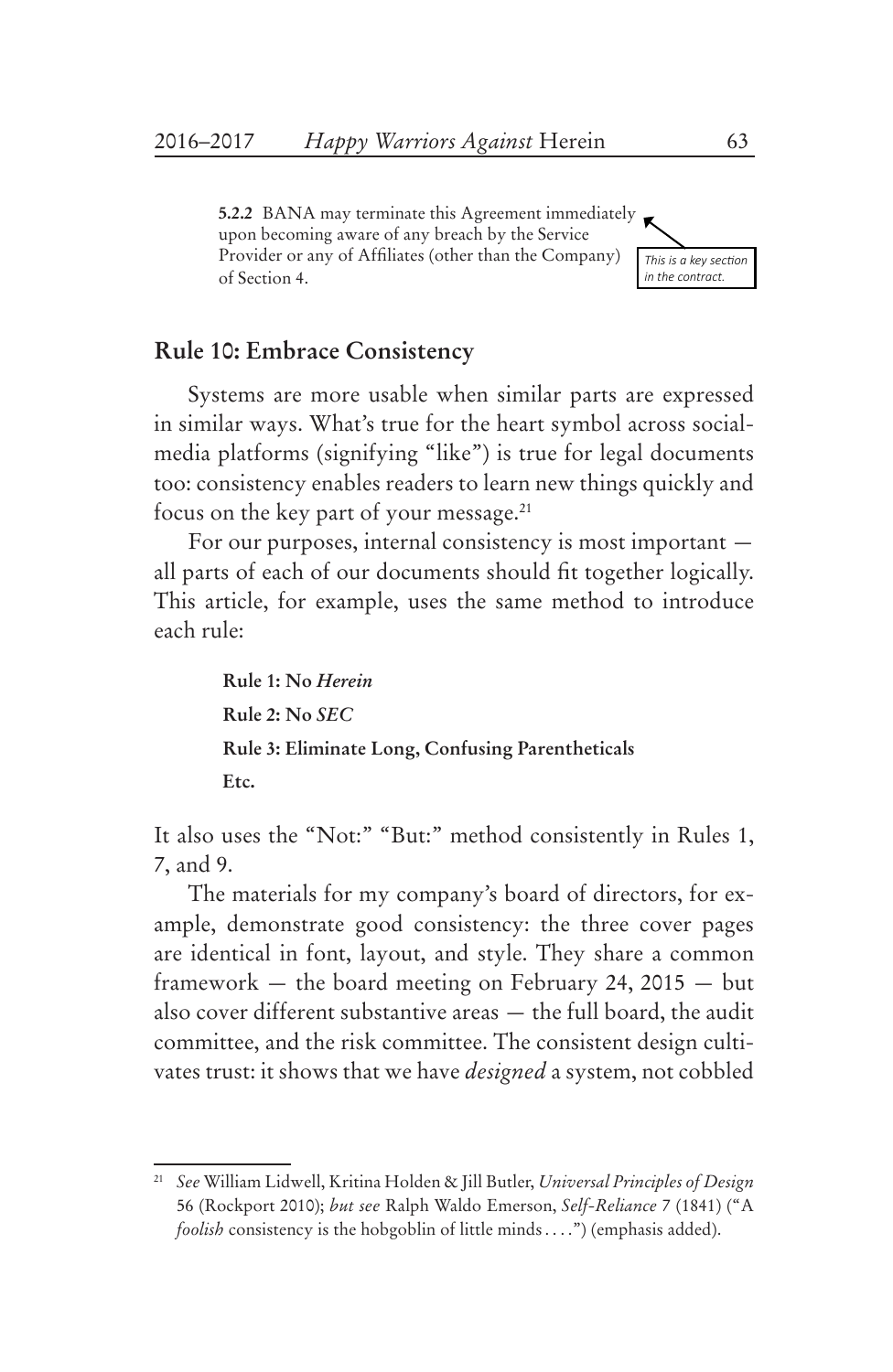> **5.2.2** BANA may terminate this Agreement immediately upon becoming aware of any breach by the Service Provider or any of Affiliates (other than the Company) of Section 4.

*This is a key section in the contract.*

## Rule 10: Embrace Consistency

Systems are more usable when similar parts are expressed in similar ways. What's true for the heart symbol across social-media platforms (signifying "like") is true for legal documents too: consistency enables readers to learn new things quickly and focus on the key part of your message.[21]

For our purposes, internal consistency is most important — all parts of each of our documents should fit together logically. This article, for example, uses the same method to introduce each rule:

> **Rule 1: No *Herein***
>
> **Rule 2: No *SEC***
>
> **Rule 3: Eliminate Long, Confusing Parentheticals**
>
> **Etc.**

It also uses the "Not:" "But:" method consistently in Rules 1, 7, and 9.

The materials for my company's board of directors, for example, demonstrate good consistency: the three cover pages are identical in font, layout, and style. They share a common framework — the board meeting on February 24, 2015 — but also cover different substantive areas — the full board, the audit committee, and the risk committee. The consistent design cultivates trust: it shows that we have *designed* a system, not cobbled

---

[21] *See* William Lidwell, Kritina Holden & Jill Butler, *Universal Principles of Design* 56 (Rockport 2010); *but see* Ralph Waldo Emerson, *Self-Reliance* 7 (1841) ("A *foolish* consistency is the hobgoblin of little minds . . . .") (emphasis added).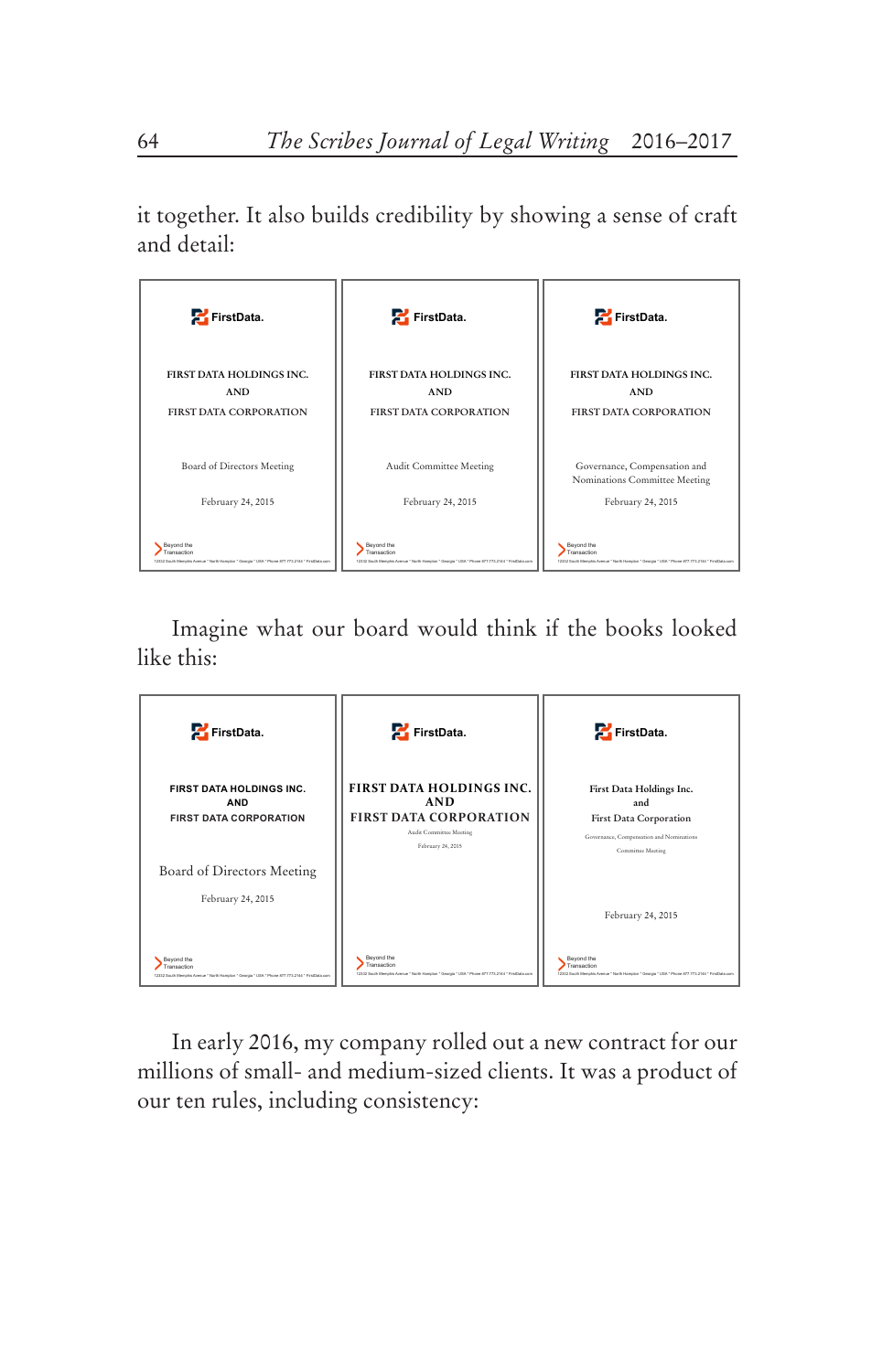it together. It also builds credibility by showing a sense of craft and detail:

Imagine what our board would think if the books looked like this:

In early 2016, my company rolled out a new contract for our millions of small- and medium-sized clients. It was a product of our ten rules, including consistency: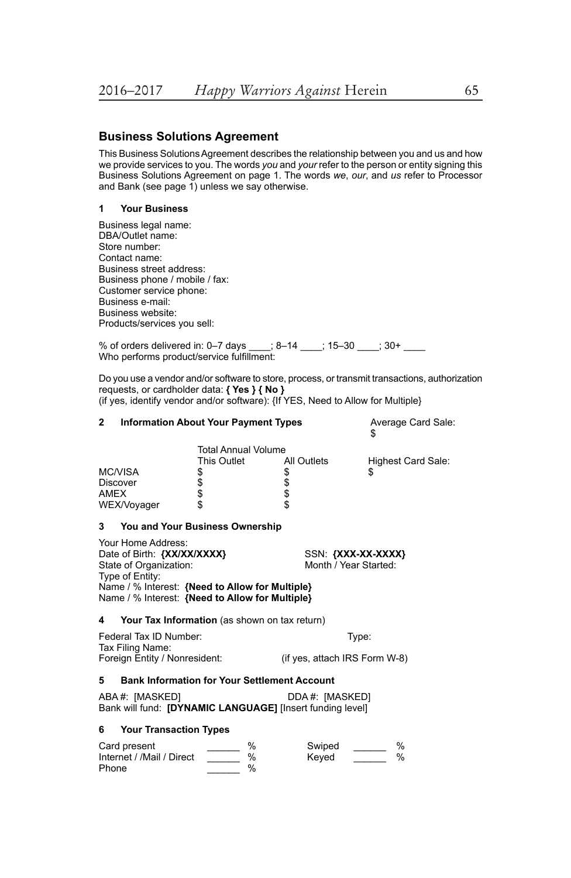## Business Solutions Agreement

This Business Solutions Agreement describes the relationship between you and us and how we provide services to you. The words *you* and *your* refer to the person or entity signing this Business Solutions Agreement on page 1. The words *we*, *our*, and *us* refer to Processor and Bank (see page 1) unless we say otherwise.

### 1 Your Business

Business legal name:
DBA/Outlet name:
Store number:
Contact name:
Business street address:
Business phone / mobile / fax:
Customer service phone:
Business e-mail:
Business website:
Products/services you sell:

% of orders delivered in: 0–7 days ____; 8–14 ____; 15–30 ____; 30+ ____
Who performs product/service fulfillment:

Do you use a vendor and/or software to store, process, or transmit transactions, authorization requests, or cardholder data: **{ Yes } { No }**
(if yes, identify vendor and/or software): {If YES, Need to Allow for Multiple}

### 2 Information About Your Payment Types

Average Card Sale: $

| | Total Annual Volume | | |
|---|---|---|---|
| | This Outlet | All Outlets | Highest Card Sale: |
| MC/VISA | $ | $ | $ |
| Discover | $ | $ | |
| AMEX | $ | $ | |
| WEX/Voyager | $ | $ | |

### 3 You and Your Business Ownership

Your Home Address:
Date of Birth: **{XX/XX/XXXX}** SSN: **{XXX-XX-XXXX}**
State of Organization: Month / Year Started:
Type of Entity:
Name / % Interest: **{Need to Allow for Multiple}**
Name / % Interest: **{Need to Allow for Multiple}**

### 4 Your Tax Information (as shown on tax return)

Federal Tax ID Number: Type:
Tax Filing Name:
Foreign Entity / Nonresident: (if yes, attach IRS Form W-8)

### 5 Bank Information for Your Settlement Account

ABA #: [MASKED] DDA #: [MASKED]
Bank will fund: **[DYNAMIC LANGUAGE]** [Insert funding level]

### 6 Your Transaction Types

| | | | |
|---|---|---|---|
| Card present | ______ % | Swiped | ______ % |
| Internet / /Mail / Direct | ______ % | Keyed | ______ % |
| Phone | ______ % | | |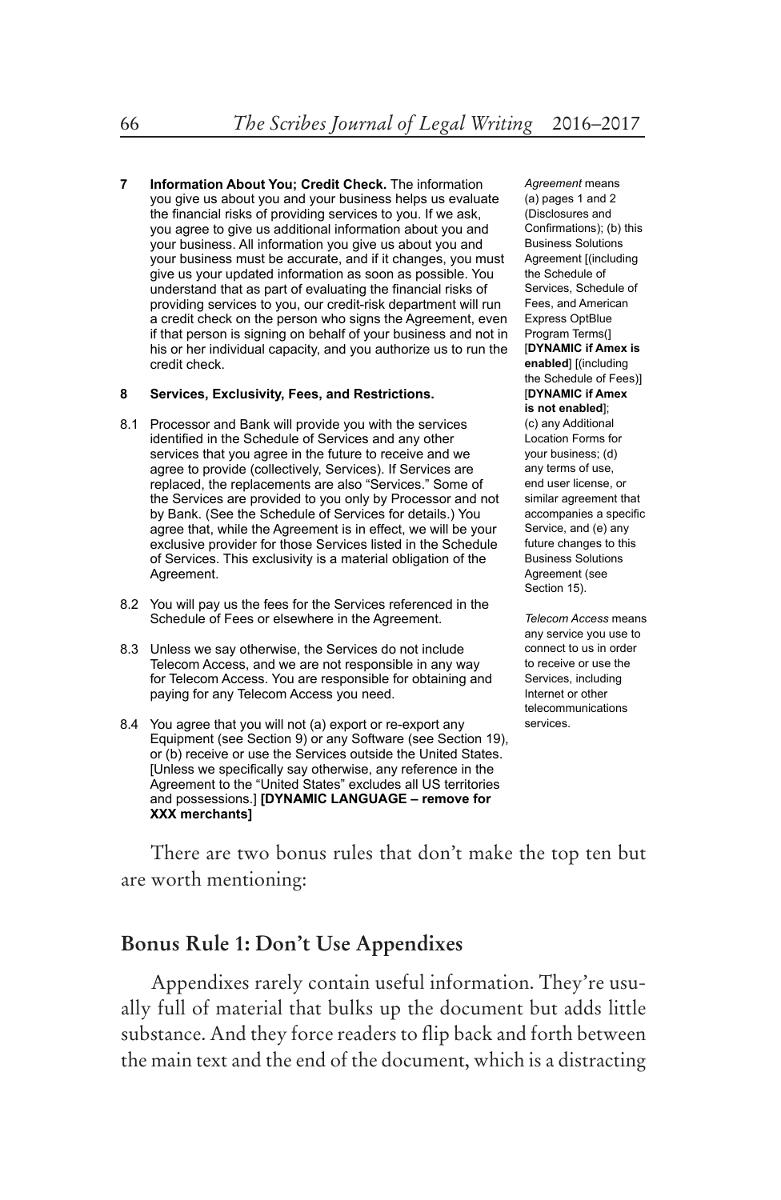**7 Information About You; Credit Check.** The information you give us about you and your business helps us evaluate the financial risks of providing services to you. If we ask, you agree to give us additional information about you and your business. All information you give us about you and your business must be accurate, and if it changes, you must give us your updated information as soon as possible. You understand that as part of evaluating the financial risks of providing services to you, our credit-risk department will run a credit check on the person who signs the Agreement, even if that person is signing on behalf of your business and not in his or her individual capacity, and you authorize us to run the credit check.

**8 Services, Exclusivity, Fees, and Restrictions.**

8.1 Processor and Bank will provide you with the services identified in the Schedule of Services and any other services that you agree in the future to receive and we agree to provide (collectively, Services). If Services are replaced, the replacements are also "Services." Some of the Services are provided to you only by Processor and not by Bank. (See the Schedule of Services for details.) You agree that, while the Agreement is in effect, we will be your exclusive provider for those Services listed in the Schedule of Services. This exclusivity is a material obligation of the Agreement.

8.2 You will pay us the fees for the Services referenced in the Schedule of Fees or elsewhere in the Agreement.

8.3 Unless we say otherwise, the Services do not include Telecom Access, and we are not responsible in any way for Telecom Access. You are responsible for obtaining and paying for any Telecom Access you need.

8.4 You agree that you will not (a) export or re-export any Equipment (see Section 9) or any Software (see Section 19), or (b) receive or use the Services outside the United States. [Unless we specifically say otherwise, any reference in the Agreement to the "United States" excludes all US territories and possessions.] **[DYNAMIC LANGUAGE – remove for XXX merchants]**

*Agreement* means (a) pages 1 and 2 (Disclosures and Confirmations); (b) this Business Solutions Agreement [(including the Schedule of Services, Schedule of Fees, and American Express OptBlue Program Terms(] [**DYNAMIC if Amex is enabled**] [(including the Schedule of Fees)] [**DYNAMIC if Amex is not enabled**]; (c) any Additional Location Forms for your business; (d) any terms of use, end user license, or similar agreement that accompanies a specific Service, and (e) any future changes to this Business Solutions Agreement (see Section 15).

*Telecom Access* means any service you use to connect to us in order to receive or use the Services, including Internet or other telecommunications services.

There are two bonus rules that don't make the top ten but are worth mentioning:

## Bonus Rule 1: Don't Use Appendixes

Appendixes rarely contain useful information. They're usually full of material that bulks up the document but adds little substance. And they force readers to flip back and forth between the main text and the end of the document, which is a distracting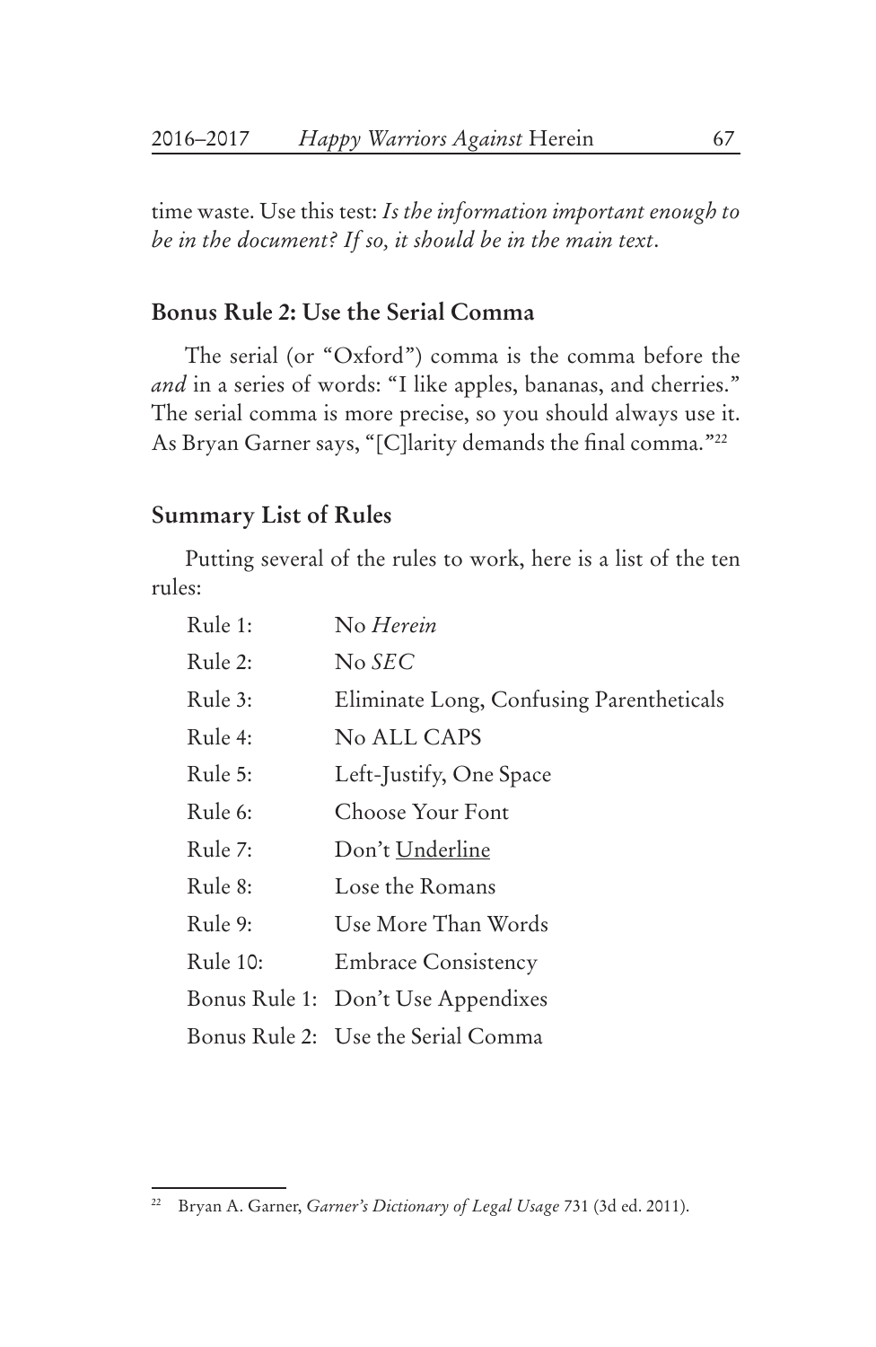time waste. Use this test: *Is the information important enough to be in the document? If so, it should be in the main text*.

## Bonus Rule 2: Use the Serial Comma

The serial (or "Oxford") comma is the comma before the *and* in a series of words: "I like apples, bananas, and cherries." The serial comma is more precise, so you should always use it. As Bryan Garner says, "[C]larity demands the final comma."[22]

## Summary List of Rules

Putting several of the rules to work, here is a list of the ten rules:

| | |
|---|---|
| Rule 1: | No *Herein* |
| Rule 2: | No *SEC* |
| Rule 3: | Eliminate Long, Confusing Parentheticals |
| Rule 4: | No ALL CAPS |
| Rule 5: | Left-Justify, One Space |
| Rule 6: | Choose Your Font |
| Rule 7: | Don't <u>Underline</u> |
| Rule 8: | Lose the Romans |
| Rule 9: | Use More Than Words |
| Rule 10: | Embrace Consistency |
| Bonus Rule 1: | Don't Use Appendixes |
| Bonus Rule 2: | Use the Serial Comma |

[22] Bryan A. Garner, *Garner's Dictionary of Legal Usage* 731 (3d ed. 2011).